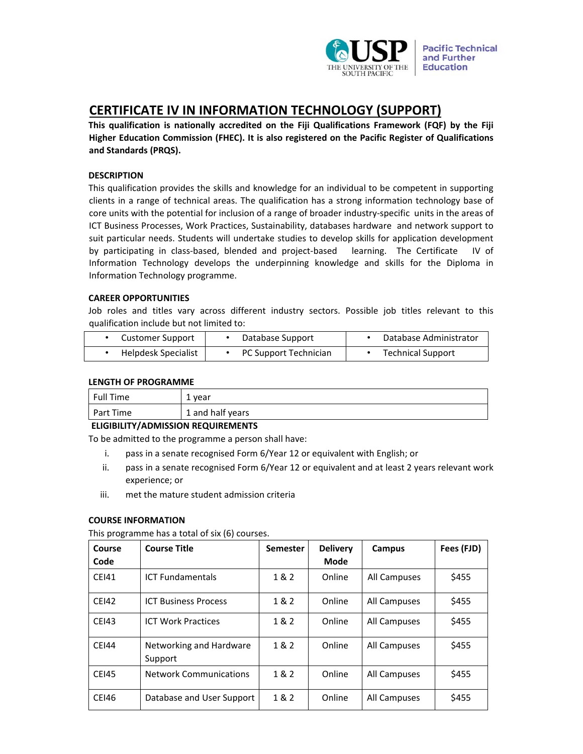# CERTIFICATE IV IN INFORMATION TECHNOLOGY (SUPPORT)

**This qualification is nationally accredited on the Fiji Qualifications Framework (FQF) by the Fiji Higher Education Commission (FHEC). It is also registered on the Pacific Register of Qualifications and Standards (PRQS).**

### DESCRIPTION

This qualification provides the skills and knowledge for an individual to be competent in supporting clients in a range of technical areas. The qualification has a strong information technology base of core units with the potential for inclusion of a range of broader industry-specific units in the areas of ICT Business Processes, Work Practices, Sustainability, databases hardware and network support to suit particular needs. Students will undertake studies to develop skills for application development by participating in class-based, blended and project-based learning. The Certificate IV of Information Technology develops the underpinning knowledge and skills for the Diploma in Information Technology programme.

### CAREER OPPORTUNITIES

Job roles and titles vary across different industry sectors. Possible job titles relevant to this qualification include but not limited to:

| | | |
|---|---|---|
| • Customer Support | • Database Support | • Database Administrator |
| • Helpdesk Specialist | • PC Support Technician | • Technical Support |

### LENGTH OF PROGRAMME

| | |
|---|---|
| Full Time | 1 year |
| Part Time | 1 and half years |

### ELIGIBILITY/ADMISSION REQUIREMENTS

To be admitted to the programme a person shall have:

i. pass in a senate recognised Form 6/Year 12 or equivalent with English; or
ii. pass in a senate recognised Form 6/Year 12 or equivalent and at least 2 years relevant work experience; or
iii. met the mature student admission criteria

### COURSE INFORMATION

This programme has a total of six (6) courses.

| Course Code | Course Title | Semester | Delivery Mode | Campus | Fees (FJD) |
|---|---|---|---|---|---|
| CEI41 | ICT Fundamentals | 1 & 2 | Online | All Campuses | $455 |
| CEI42 | ICT Business Process | 1 & 2 | Online | All Campuses | $455 |
| CEI43 | ICT Work Practices | 1 & 2 | Online | All Campuses | $455 |
| CEI44 | Networking and Hardware Support | 1 & 2 | Online | All Campuses | $455 |
| CEI45 | Network Communications | 1 & 2 | Online | All Campuses | $455 |
| CEI46 | Database and User Support | 1 & 2 | Online | All Campuses | $455 |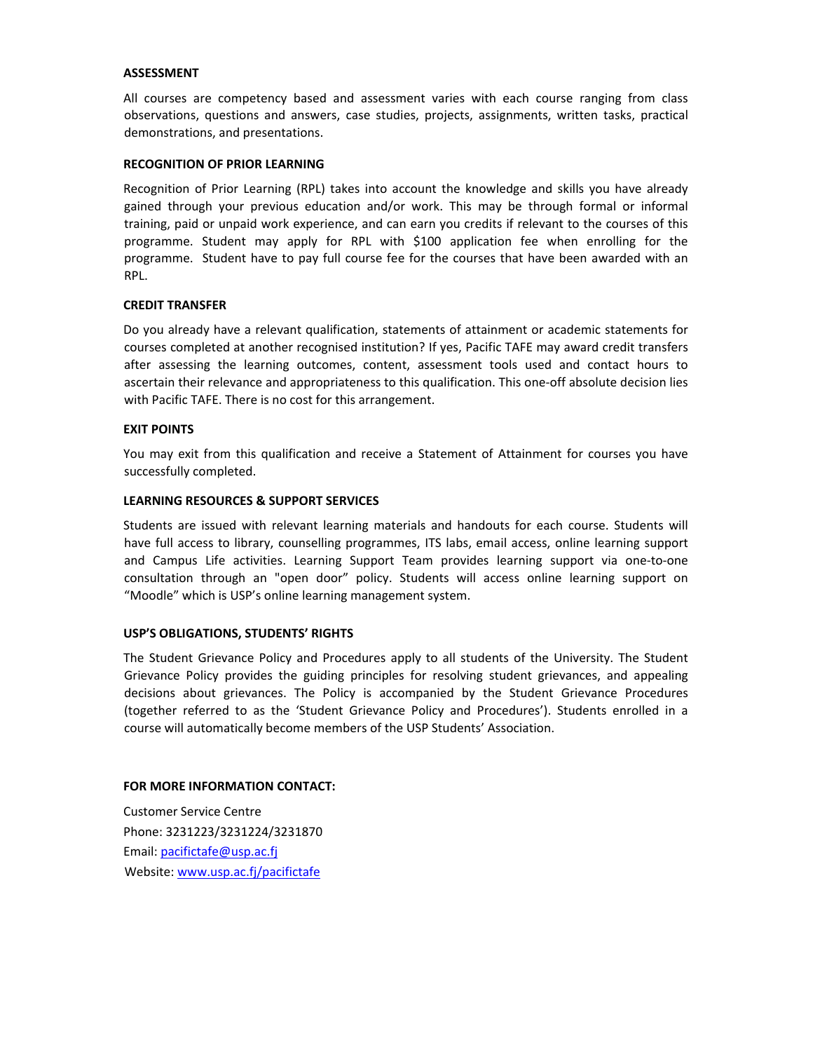**ASSESSMENT**

All courses are competency based and assessment varies with each course ranging from class observations, questions and answers, case studies, projects, assignments, written tasks, practical demonstrations, and presentations.

**RECOGNITION OF PRIOR LEARNING**

Recognition of Prior Learning (RPL) takes into account the knowledge and skills you have already gained through your previous education and/or work. This may be through formal or informal training, paid or unpaid work experience, and can earn you credits if relevant to the courses of this programme. Student may apply for RPL with $100 application fee when enrolling for the programme. Student have to pay full course fee for the courses that have been awarded with an RPL.

**CREDIT TRANSFER**

Do you already have a relevant qualification, statements of attainment or academic statements for courses completed at another recognised institution? If yes, Pacific TAFE may award credit transfers after assessing the learning outcomes, content, assessment tools used and contact hours to ascertain their relevance and appropriateness to this qualification. This one-off absolute decision lies with Pacific TAFE. There is no cost for this arrangement.

**EXIT POINTS**

You may exit from this qualification and receive a Statement of Attainment for courses you have successfully completed.

**LEARNING RESOURCES & SUPPORT SERVICES**

Students are issued with relevant learning materials and handouts for each course. Students will have full access to library, counselling programmes, ITS labs, email access, online learning support and Campus Life activities. Learning Support Team provides learning support via one-to-one consultation through an "open door" policy. Students will access online learning support on "Moodle" which is USP's online learning management system.

**USP'S OBLIGATIONS, STUDENTS' RIGHTS**

The Student Grievance Policy and Procedures apply to all students of the University. The Student Grievance Policy provides the guiding principles for resolving student grievances, and appealing decisions about grievances. The Policy is accompanied by the Student Grievance Procedures (together referred to as the 'Student Grievance Policy and Procedures'). Students enrolled in a course will automatically become members of the USP Students' Association.

**FOR MORE INFORMATION CONTACT:**

Customer Service Centre
Phone: 3231223/3231224/3231870
Email: pacifictafe@usp.ac.fj
Website: www.usp.ac.fj/pacifictafe